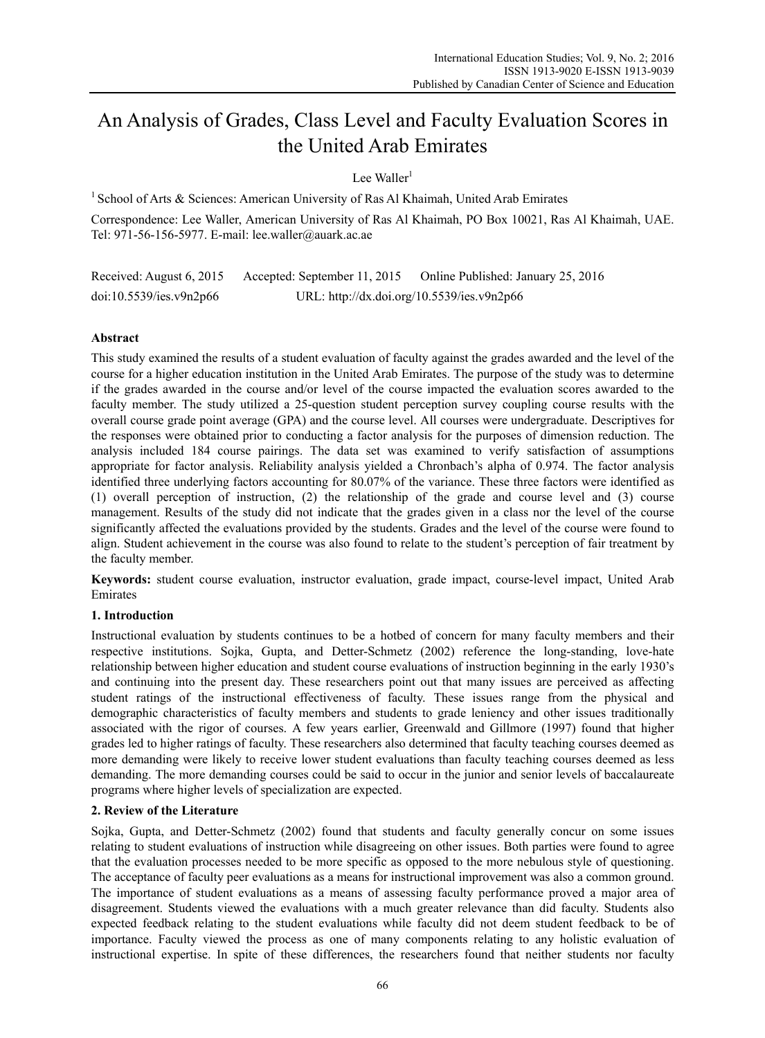# An Analysis of Grades, Class Level and Faculty Evaluation Scores in the United Arab Emirates

Lee Waller[1]

[1] School of Arts & Sciences: American University of Ras Al Khaimah, United Arab Emirates

Correspondence: Lee Waller, American University of Ras Al Khaimah, PO Box 10021, Ras Al Khaimah, UAE. Tel: 971-56-156-5977. E-mail: lee.waller@auark.ac.ae

Received: August 6, 2015 Accepted: September 11, 2015 Online Published: January 25, 2016

doi:10.5539/ies.v9n2p66 URL: http://dx.doi.org/10.5539/ies.v9n2p66

## Abstract

This study examined the results of a student evaluation of faculty against the grades awarded and the level of the course for a higher education institution in the United Arab Emirates. The purpose of the study was to determine if the grades awarded in the course and/or level of the course impacted the evaluation scores awarded to the faculty member. The study utilized a 25-question student perception survey coupling course results with the overall course grade point average (GPA) and the course level. All courses were undergraduate. Descriptives for the responses were obtained prior to conducting a factor analysis for the purposes of dimension reduction. The analysis included 184 course pairings. The data set was examined to verify satisfaction of assumptions appropriate for factor analysis. Reliability analysis yielded a Chronbach's alpha of 0.974. The factor analysis identified three underlying factors accounting for 80.07% of the variance. These three factors were identified as (1) overall perception of instruction, (2) the relationship of the grade and course level and (3) course management. Results of the study did not indicate that the grades given in a class nor the level of the course significantly affected the evaluations provided by the students. Grades and the level of the course were found to align. Student achievement in the course was also found to relate to the student's perception of fair treatment by the faculty member.

**Keywords:** student course evaluation, instructor evaluation, grade impact, course-level impact, United Arab Emirates

## 1. Introduction

Instructional evaluation by students continues to be a hotbed of concern for many faculty members and their respective institutions. Sojka, Gupta, and Detter-Schmetz (2002) reference the long-standing, love-hate relationship between higher education and student course evaluations of instruction beginning in the early 1930's and continuing into the present day. These researchers point out that many issues are perceived as affecting student ratings of the instructional effectiveness of faculty. These issues range from the physical and demographic characteristics of faculty members and students to grade leniency and other issues traditionally associated with the rigor of courses. A few years earlier, Greenwald and Gillmore (1997) found that higher grades led to higher ratings of faculty. These researchers also determined that faculty teaching courses deemed as more demanding were likely to receive lower student evaluations than faculty teaching courses deemed as less demanding. The more demanding courses could be said to occur in the junior and senior levels of baccalaureate programs where higher levels of specialization are expected.

## 2. Review of the Literature

Sojka, Gupta, and Detter-Schmetz (2002) found that students and faculty generally concur on some issues relating to student evaluations of instruction while disagreeing on other issues. Both parties were found to agree that the evaluation processes needed to be more specific as opposed to the more nebulous style of questioning. The acceptance of faculty peer evaluations as a means for instructional improvement was also a common ground. The importance of student evaluations as a means of assessing faculty performance proved a major area of disagreement. Students viewed the evaluations with a much greater relevance than did faculty. Students also expected feedback relating to the student evaluations while faculty did not deem student feedback to be of importance. Faculty viewed the process as one of many components relating to any holistic evaluation of instructional expertise. In spite of these differences, the researchers found that neither students nor faculty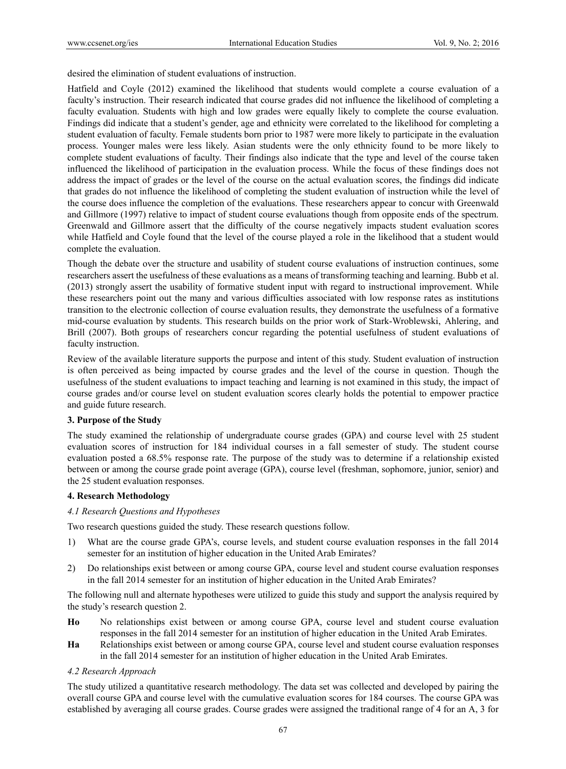desired the elimination of student evaluations of instruction.

Hatfield and Coyle (2012) examined the likelihood that students would complete a course evaluation of a faculty's instruction. Their research indicated that course grades did not influence the likelihood of completing a faculty evaluation. Students with high and low grades were equally likely to complete the course evaluation. Findings did indicate that a student's gender, age and ethnicity were correlated to the likelihood for completing a student evaluation of faculty. Female students born prior to 1987 were more likely to participate in the evaluation process. Younger males were less likely. Asian students were the only ethnicity found to be more likely to complete student evaluations of faculty. Their findings also indicate that the type and level of the course taken influenced the likelihood of participation in the evaluation process. While the focus of these findings does not address the impact of grades or the level of the course on the actual evaluation scores, the findings did indicate that grades do not influence the likelihood of completing the student evaluation of instruction while the level of the course does influence the completion of the evaluations. These researchers appear to concur with Greenwald and Gillmore (1997) relative to impact of student course evaluations though from opposite ends of the spectrum. Greenwald and Gillmore assert that the difficulty of the course negatively impacts student evaluation scores while Hatfield and Coyle found that the level of the course played a role in the likelihood that a student would complete the evaluation.

Though the debate over the structure and usability of student course evaluations of instruction continues, some researchers assert the usefulness of these evaluations as a means of transforming teaching and learning. Bubb et al. (2013) strongly assert the usability of formative student input with regard to instructional improvement. While these researchers point out the many and various difficulties associated with low response rates as institutions transition to the electronic collection of course evaluation results, they demonstrate the usefulness of a formative mid-course evaluation by students. This research builds on the prior work of Stark-Wroblewski, Ahlering, and Brill (2007). Both groups of researchers concur regarding the potential usefulness of student evaluations of faculty instruction.

Review of the available literature supports the purpose and intent of this study. Student evaluation of instruction is often perceived as being impacted by course grades and the level of the course in question. Though the usefulness of the student evaluations to impact teaching and learning is not examined in this study, the impact of course grades and/or course level on student evaluation scores clearly holds the potential to empower practice and guide future research.

## 3. Purpose of the Study

The study examined the relationship of undergraduate course grades (GPA) and course level with 25 student evaluation scores of instruction for 184 individual courses in a fall semester of study. The student course evaluation posted a 68.5% response rate. The purpose of the study was to determine if a relationship existed between or among the course grade point average (GPA), course level (freshman, sophomore, junior, senior) and the 25 student evaluation responses.

## 4. Research Methodology

### *4.1 Research Questions and Hypotheses*

Two research questions guided the study. These research questions follow.

1) What are the course grade GPA's, course levels, and student course evaluation responses in the fall 2014 semester for an institution of higher education in the United Arab Emirates?
2) Do relationships exist between or among course GPA, course level and student course evaluation responses in the fall 2014 semester for an institution of higher education in the United Arab Emirates?

The following null and alternate hypotheses were utilized to guide this study and support the analysis required by the study's research question 2.

**Ho** No relationships exist between or among course GPA, course level and student course evaluation responses in the fall 2014 semester for an institution of higher education in the United Arab Emirates.

**Ha** Relationships exist between or among course GPA, course level and student course evaluation responses in the fall 2014 semester for an institution of higher education in the United Arab Emirates.

### *4.2 Research Approach*

The study utilized a quantitative research methodology. The data set was collected and developed by pairing the overall course GPA and course level with the cumulative evaluation scores for 184 courses. The course GPA was established by averaging all course grades. Course grades were assigned the traditional range of 4 for an A, 3 for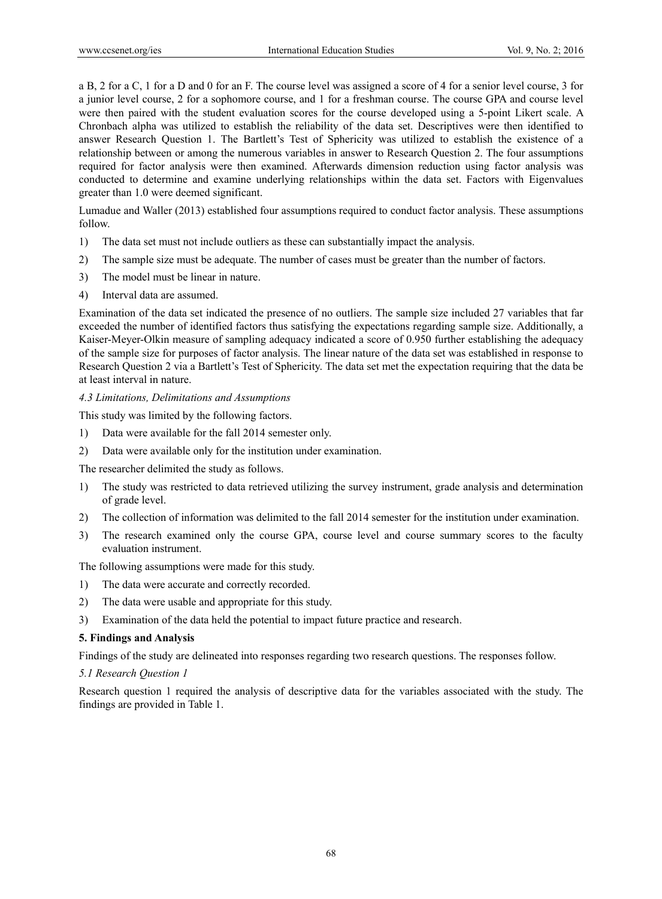a B, 2 for a C, 1 for a D and 0 for an F. The course level was assigned a score of 4 for a senior level course, 3 for a junior level course, 2 for a sophomore course, and 1 for a freshman course. The course GPA and course level were then paired with the student evaluation scores for the course developed using a 5-point Likert scale. A Chronbach alpha was utilized to establish the reliability of the data set. Descriptives were then identified to answer Research Question 1. The Bartlett's Test of Sphericity was utilized to establish the existence of a relationship between or among the numerous variables in answer to Research Question 2. The four assumptions required for factor analysis were then examined. Afterwards dimension reduction using factor analysis was conducted to determine and examine underlying relationships within the data set. Factors with Eigenvalues greater than 1.0 were deemed significant.

Lumadue and Waller (2013) established four assumptions required to conduct factor analysis. These assumptions follow.

1) The data set must not include outliers as these can substantially impact the analysis.
2) The sample size must be adequate. The number of cases must be greater than the number of factors.
3) The model must be linear in nature.
4) Interval data are assumed.

Examination of the data set indicated the presence of no outliers. The sample size included 27 variables that far exceeded the number of identified factors thus satisfying the expectations regarding sample size. Additionally, a Kaiser-Meyer-Olkin measure of sampling adequacy indicated a score of 0.950 further establishing the adequacy of the sample size for purposes of factor analysis. The linear nature of the data set was established in response to Research Question 2 via a Bartlett's Test of Sphericity. The data set met the expectation requiring that the data be at least interval in nature.

### *4.3 Limitations, Delimitations and Assumptions*

This study was limited by the following factors.

1) Data were available for the fall 2014 semester only.
2) Data were available only for the institution under examination.

The researcher delimited the study as follows.

1) The study was restricted to data retrieved utilizing the survey instrument, grade analysis and determination of grade level.
2) The collection of information was delimited to the fall 2014 semester for the institution under examination.
3) The research examined only the course GPA, course level and course summary scores to the faculty evaluation instrument.

The following assumptions were made for this study.

1) The data were accurate and correctly recorded.
2) The data were usable and appropriate for this study.
3) Examination of the data held the potential to impact future practice and research.

## 5. Findings and Analysis

Findings of the study are delineated into responses regarding two research questions. The responses follow.

### *5.1 Research Question 1*

Research question 1 required the analysis of descriptive data for the variables associated with the study. The findings are provided in Table 1.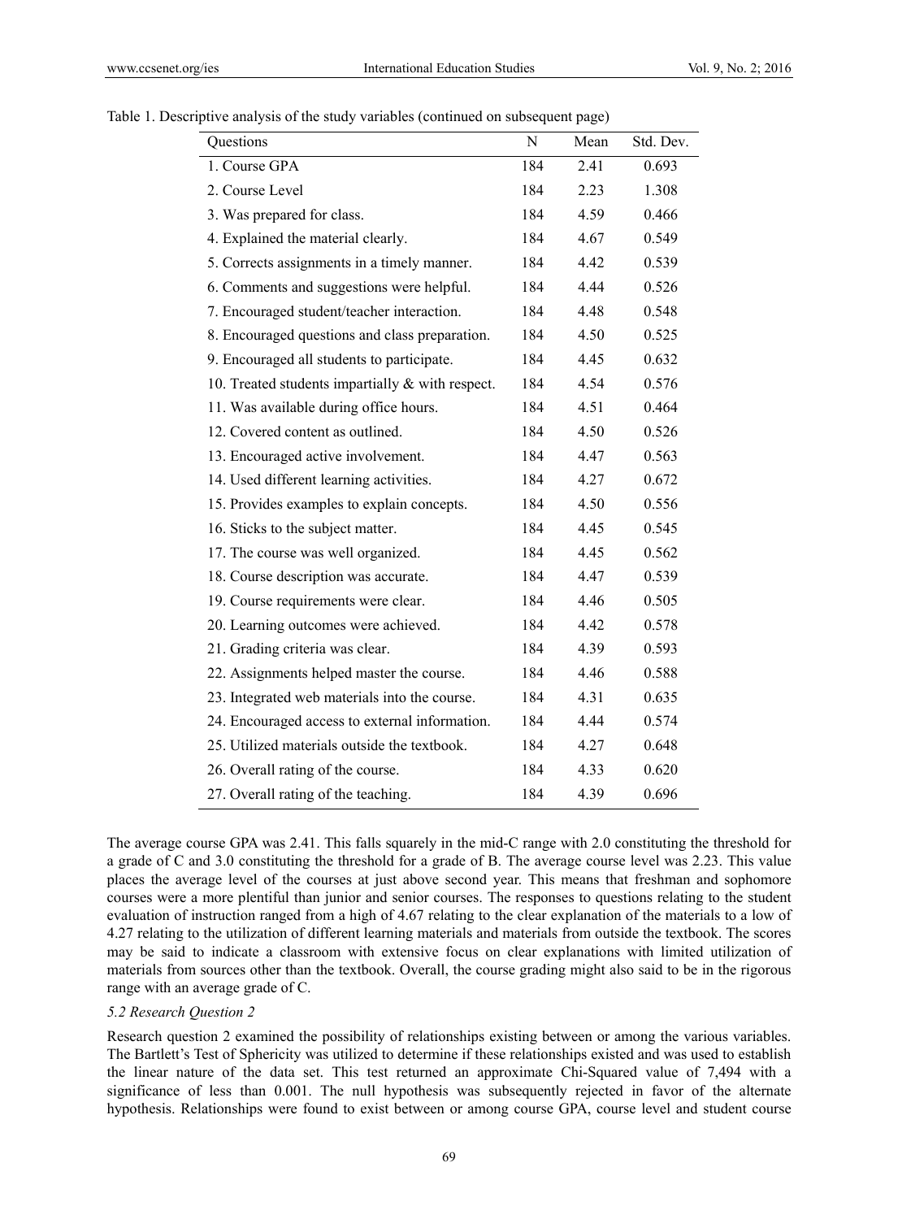Table 1. Descriptive analysis of the study variables (continued on subsequent page)

| Questions | N | Mean | Std. Dev. |
|---|---|---|---|
| 1. Course GPA | 184 | 2.41 | 0.693 |
| 2. Course Level | 184 | 2.23 | 1.308 |
| 3. Was prepared for class. | 184 | 4.59 | 0.466 |
| 4. Explained the material clearly. | 184 | 4.67 | 0.549 |
| 5. Corrects assignments in a timely manner. | 184 | 4.42 | 0.539 |
| 6. Comments and suggestions were helpful. | 184 | 4.44 | 0.526 |
| 7. Encouraged student/teacher interaction. | 184 | 4.48 | 0.548 |
| 8. Encouraged questions and class preparation. | 184 | 4.50 | 0.525 |
| 9. Encouraged all students to participate. | 184 | 4.45 | 0.632 |
| 10. Treated students impartially & with respect. | 184 | 4.54 | 0.576 |
| 11. Was available during office hours. | 184 | 4.51 | 0.464 |
| 12. Covered content as outlined. | 184 | 4.50 | 0.526 |
| 13. Encouraged active involvement. | 184 | 4.47 | 0.563 |
| 14. Used different learning activities. | 184 | 4.27 | 0.672 |
| 15. Provides examples to explain concepts. | 184 | 4.50 | 0.556 |
| 16. Sticks to the subject matter. | 184 | 4.45 | 0.545 |
| 17. The course was well organized. | 184 | 4.45 | 0.562 |
| 18. Course description was accurate. | 184 | 4.47 | 0.539 |
| 19. Course requirements were clear. | 184 | 4.46 | 0.505 |
| 20. Learning outcomes were achieved. | 184 | 4.42 | 0.578 |
| 21. Grading criteria was clear. | 184 | 4.39 | 0.593 |
| 22. Assignments helped master the course. | 184 | 4.46 | 0.588 |
| 23. Integrated web materials into the course. | 184 | 4.31 | 0.635 |
| 24. Encouraged access to external information. | 184 | 4.44 | 0.574 |
| 25. Utilized materials outside the textbook. | 184 | 4.27 | 0.648 |
| 26. Overall rating of the course. | 184 | 4.33 | 0.620 |
| 27. Overall rating of the teaching. | 184 | 4.39 | 0.696 |

The average course GPA was 2.41. This falls squarely in the mid-C range with 2.0 constituting the threshold for a grade of C and 3.0 constituting the threshold for a grade of B. The average course level was 2.23. This value places the average level of the courses at just above second year. This means that freshman and sophomore courses were a more plentiful than junior and senior courses. The responses to questions relating to the student evaluation of instruction ranged from a high of 4.67 relating to the clear explanation of the materials to a low of 4.27 relating to the utilization of different learning materials and materials from outside the textbook. The scores may be said to indicate a classroom with extensive focus on clear explanations with limited utilization of materials from sources other than the textbook. Overall, the course grading might also said to be in the rigorous range with an average grade of C.

### *5.2 Research Question 2*

Research question 2 examined the possibility of relationships existing between or among the various variables. The Bartlett's Test of Sphericity was utilized to determine if these relationships existed and was used to establish the linear nature of the data set. This test returned an approximate Chi-Squared value of 7,494 with a significance of less than 0.001. The null hypothesis was subsequently rejected in favor of the alternate hypothesis. Relationships were found to exist between or among course GPA, course level and student course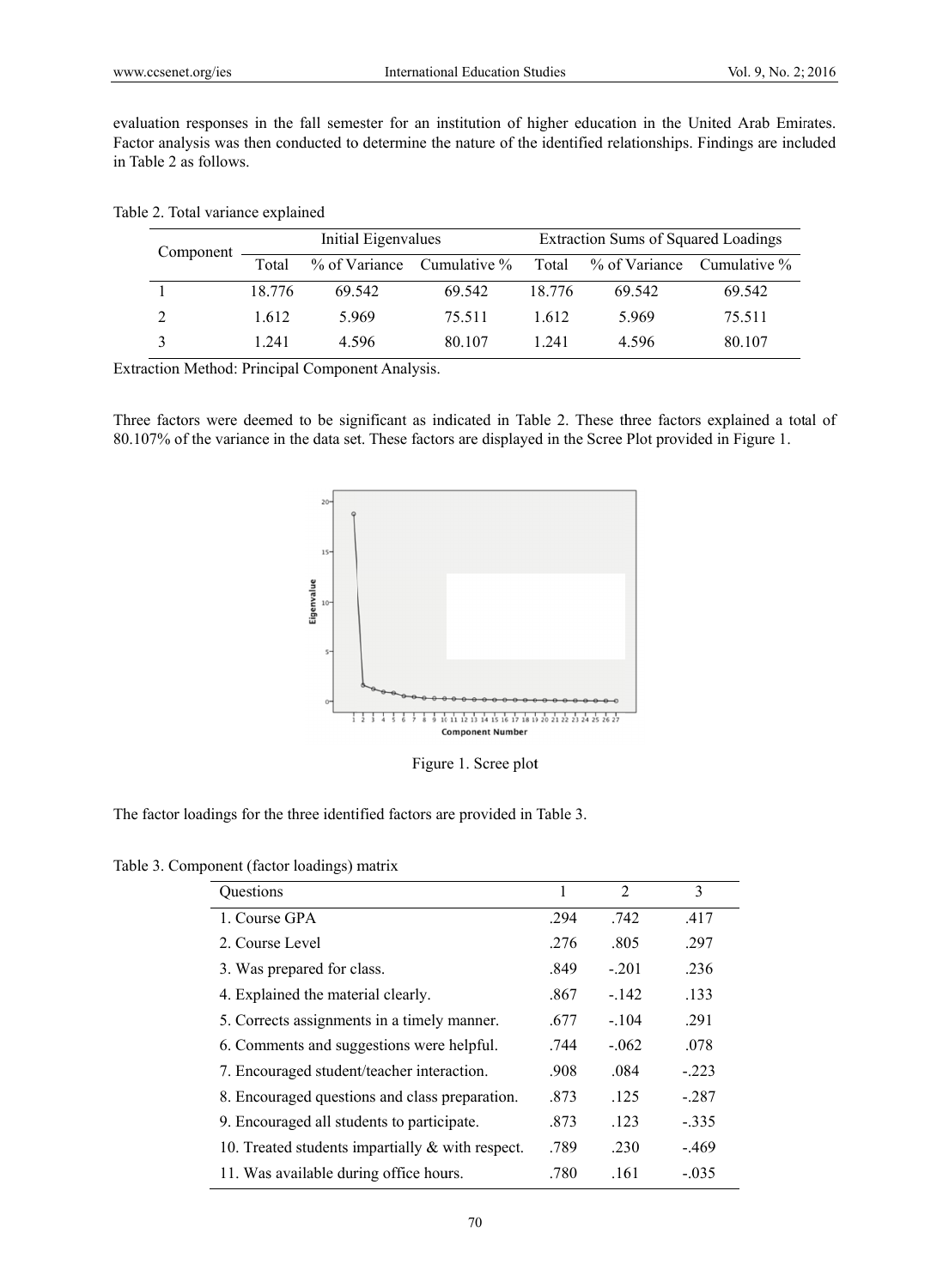evaluation responses in the fall semester for an institution of higher education in the United Arab Emirates. Factor analysis was then conducted to determine the nature of the identified relationships. Findings are included in Table 2 as follows.

Table 2. Total variance explained

| Component | Initial Eigenvalues | | | Extraction Sums of Squared Loadings | | |
|---|---|---|---|---|---|---|
| | Total | % of Variance | Cumulative % | Total | % of Variance | Cumulative % |
| 1 | 18.776 | 69.542 | 69.542 | 18.776 | 69.542 | 69.542 |
| 2 | 1.612 | 5.969 | 75.511 | 1.612 | 5.969 | 75.511 |
| 3 | 1.241 | 4.596 | 80.107 | 1.241 | 4.596 | 80.107 |

Extraction Method: Principal Component Analysis.

Three factors were deemed to be significant as indicated in Table 2. These three factors explained a total of 80.107% of the variance in the data set. These factors are displayed in the Scree Plot provided in Figure 1.

Figure 1. Scree plot

The factor loadings for the three identified factors are provided in Table 3.

Table 3. Component (factor loadings) matrix

| Questions | 1 | 2 | 3 |
|---|---|---|---|
| 1. Course GPA | .294 | .742 | .417 |
| 2. Course Level | .276 | .805 | .297 |
| 3. Was prepared for class. | .849 | -.201 | .236 |
| 4. Explained the material clearly. | .867 | -.142 | .133 |
| 5. Corrects assignments in a timely manner. | .677 | -.104 | .291 |
| 6. Comments and suggestions were helpful. | .744 | -.062 | .078 |
| 7. Encouraged student/teacher interaction. | .908 | .084 | -.223 |
| 8. Encouraged questions and class preparation. | .873 | .125 | -.287 |
| 9. Encouraged all students to participate. | .873 | .123 | -.335 |
| 10. Treated students impartially & with respect. | .789 | .230 | -.469 |
| 11. Was available during office hours. | .780 | .161 | -.035 |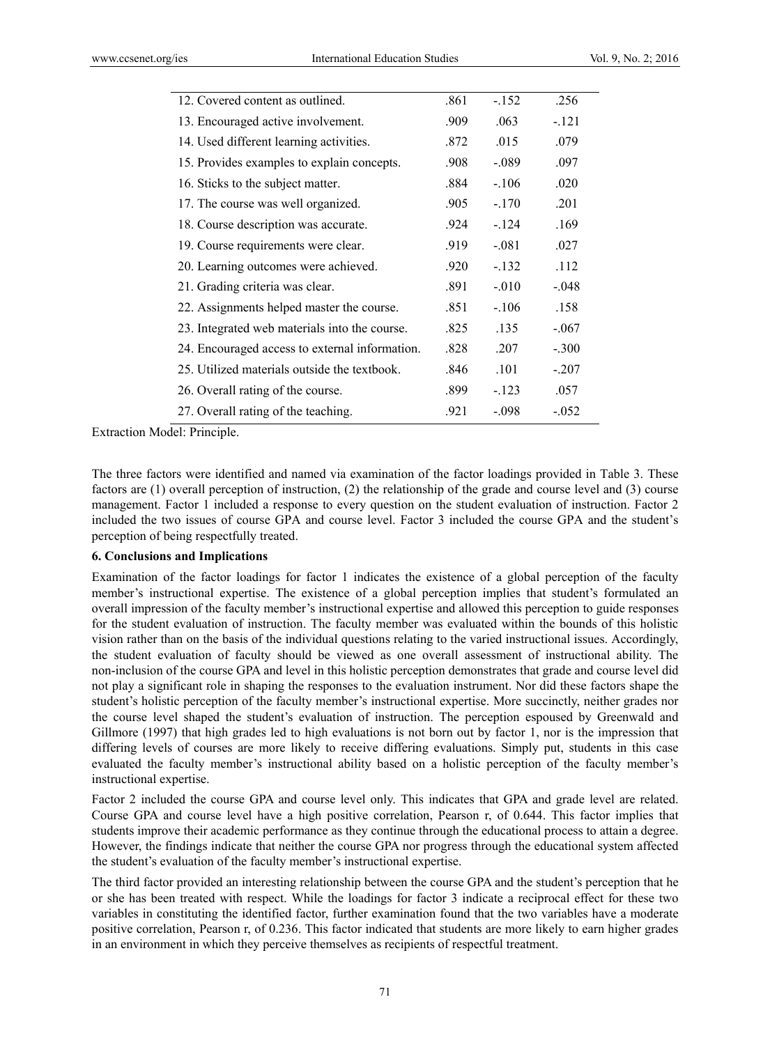| | | | |
|---|---|---|---|
| 12. Covered content as outlined. | .861 | -.152 | .256 |
| 13. Encouraged active involvement. | .909 | .063 | -.121 |
| 14. Used different learning activities. | .872 | .015 | .079 |
| 15. Provides examples to explain concepts. | .908 | -.089 | .097 |
| 16. Sticks to the subject matter. | .884 | -.106 | .020 |
| 17. The course was well organized. | .905 | -.170 | .201 |
| 18. Course description was accurate. | .924 | -.124 | .169 |
| 19. Course requirements were clear. | .919 | -.081 | .027 |
| 20. Learning outcomes were achieved. | .920 | -.132 | .112 |
| 21. Grading criteria was clear. | .891 | -.010 | -.048 |
| 22. Assignments helped master the course. | .851 | -.106 | .158 |
| 23. Integrated web materials into the course. | .825 | .135 | -.067 |
| 24. Encouraged access to external information. | .828 | .207 | -.300 |
| 25. Utilized materials outside the textbook. | .846 | .101 | -.207 |
| 26. Overall rating of the course. | .899 | -.123 | .057 |
| 27. Overall rating of the teaching. | .921 | -.098 | -.052 |

Extraction Model: Principle.

The three factors were identified and named via examination of the factor loadings provided in Table 3. These factors are (1) overall perception of instruction, (2) the relationship of the grade and course level and (3) course management. Factor 1 included a response to every question on the student evaluation of instruction. Factor 2 included the two issues of course GPA and course level. Factor 3 included the course GPA and the student's perception of being respectfully treated.

## 6. Conclusions and Implications

Examination of the factor loadings for factor 1 indicates the existence of a global perception of the faculty member's instructional expertise. The existence of a global perception implies that student's formulated an overall impression of the faculty member's instructional expertise and allowed this perception to guide responses for the student evaluation of instruction. The faculty member was evaluated within the bounds of this holistic vision rather than on the basis of the individual questions relating to the varied instructional issues. Accordingly, the student evaluation of faculty should be viewed as one overall assessment of instructional ability. The non-inclusion of the course GPA and level in this holistic perception demonstrates that grade and course level did not play a significant role in shaping the responses to the evaluation instrument. Nor did these factors shape the student's holistic perception of the faculty member's instructional expertise. More succinctly, neither grades nor the course level shaped the student's evaluation of instruction. The perception espoused by Greenwald and Gillmore (1997) that high grades led to high evaluations is not born out by factor 1, nor is the impression that differing levels of courses are more likely to receive differing evaluations. Simply put, students in this case evaluated the faculty member's instructional ability based on a holistic perception of the faculty member's instructional expertise.

Factor 2 included the course GPA and course level only. This indicates that GPA and grade level are related. Course GPA and course level have a high positive correlation, Pearson r, of 0.644. This factor implies that students improve their academic performance as they continue through the educational process to attain a degree. However, the findings indicate that neither the course GPA nor progress through the educational system affected the student's evaluation of the faculty member's instructional expertise.

The third factor provided an interesting relationship between the course GPA and the student's perception that he or she has been treated with respect. While the loadings for factor 3 indicate a reciprocal effect for these two variables in constituting the identified factor, further examination found that the two variables have a moderate positive correlation, Pearson r, of 0.236. This factor indicated that students are more likely to earn higher grades in an environment in which they perceive themselves as recipients of respectful treatment.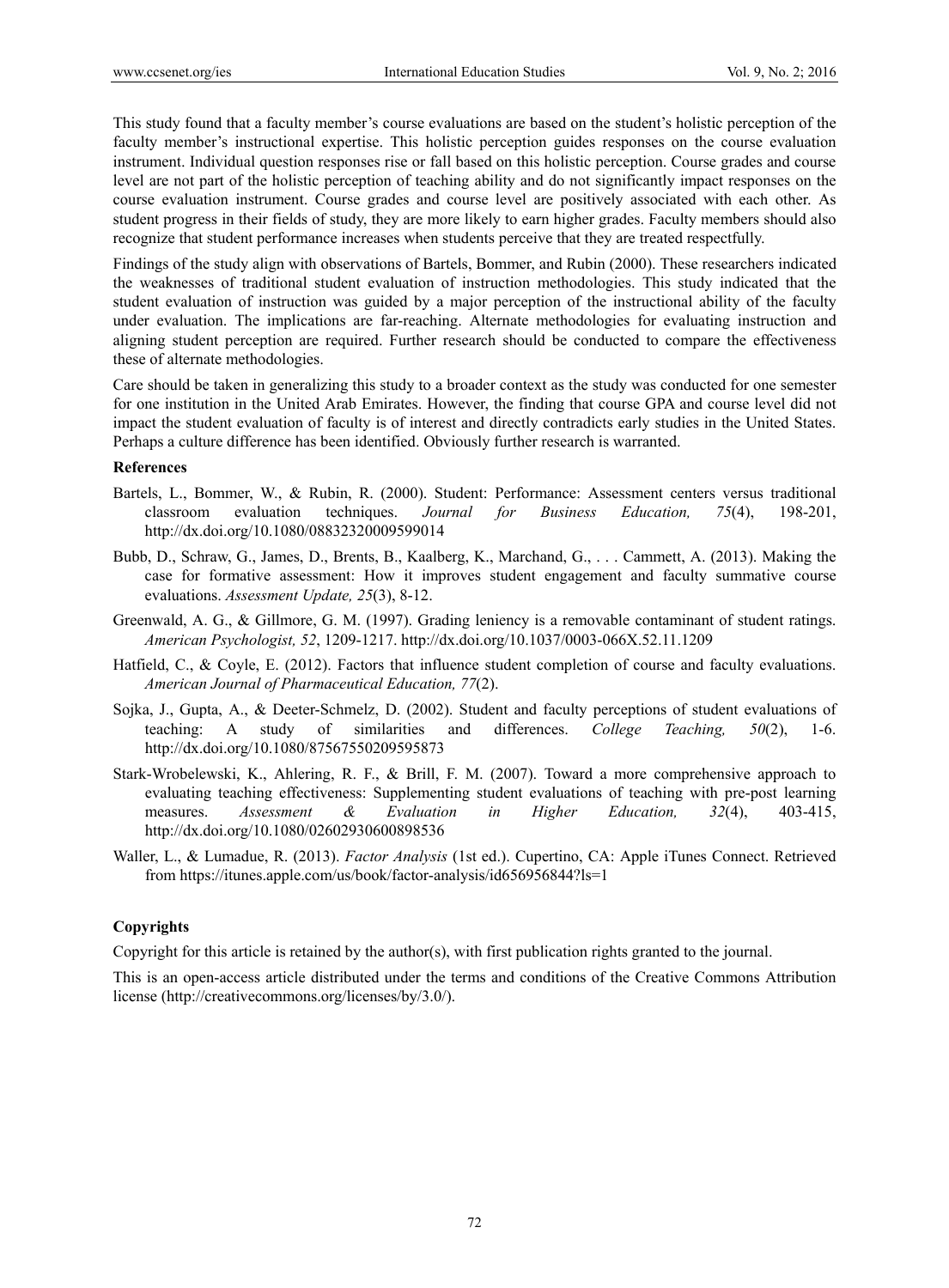This study found that a faculty member's course evaluations are based on the student's holistic perception of the faculty member's instructional expertise. This holistic perception guides responses on the course evaluation instrument. Individual question responses rise or fall based on this holistic perception. Course grades and course level are not part of the holistic perception of teaching ability and do not significantly impact responses on the course evaluation instrument. Course grades and course level are positively associated with each other. As student progress in their fields of study, they are more likely to earn higher grades. Faculty members should also recognize that student performance increases when students perceive that they are treated respectfully.

Findings of the study align with observations of Bartels, Bommer, and Rubin (2000). These researchers indicated the weaknesses of traditional student evaluation of instruction methodologies. This study indicated that the student evaluation of instruction was guided by a major perception of the instructional ability of the faculty under evaluation. The implications are far-reaching. Alternate methodologies for evaluating instruction and aligning student perception are required. Further research should be conducted to compare the effectiveness these of alternate methodologies.

Care should be taken in generalizing this study to a broader context as the study was conducted for one semester for one institution in the United Arab Emirates. However, the finding that course GPA and course level did not impact the student evaluation of faculty is of interest and directly contradicts early studies in the United States. Perhaps a culture difference has been identified. Obviously further research is warranted.

## References

Bartels, L., Bommer, W., & Rubin, R. (2000). Student: Performance: Assessment centers versus traditional classroom evaluation techniques. *Journal for Business Education, 75*(4), 198-201, http://dx.doi.org/10.1080/08832320009599014

Bubb, D., Schraw, G., James, D., Brents, B., Kaalberg, K., Marchand, G., . . . Cammett, A. (2013). Making the case for formative assessment: How it improves student engagement and faculty summative course evaluations. *Assessment Update, 25*(3), 8-12.

Greenwald, A. G., & Gillmore, G. M. (1997). Grading leniency is a removable contaminant of student ratings. *American Psychologist, 52*, 1209-1217. http://dx.doi.org/10.1037/0003-066X.52.11.1209

Hatfield, C., & Coyle, E. (2012). Factors that influence student completion of course and faculty evaluations. *American Journal of Pharmaceutical Education, 77*(2).

Sojka, J., Gupta, A., & Deeter-Schmelz, D. (2002). Student and faculty perceptions of student evaluations of teaching: A study of similarities and differences. *College Teaching, 50*(2), 1-6. http://dx.doi.org/10.1080/87567550209595873

Stark-Wrobelewski, K., Ahlering, R. F., & Brill, F. M. (2007). Toward a more comprehensive approach to evaluating teaching effectiveness: Supplementing student evaluations of teaching with pre-post learning measures. *Assessment & Evaluation in Higher Education, 32*(4), 403-415, http://dx.doi.org/10.1080/02602930600898536

Waller, L., & Lumadue, R. (2013). *Factor Analysis* (1st ed.). Cupertino, CA: Apple iTunes Connect. Retrieved from https://itunes.apple.com/us/book/factor-analysis/id656956844?ls=1

## Copyrights

Copyright for this article is retained by the author(s), with first publication rights granted to the journal.

This is an open-access article distributed under the terms and conditions of the Creative Commons Attribution license (http://creativecommons.org/licenses/by/3.0/).